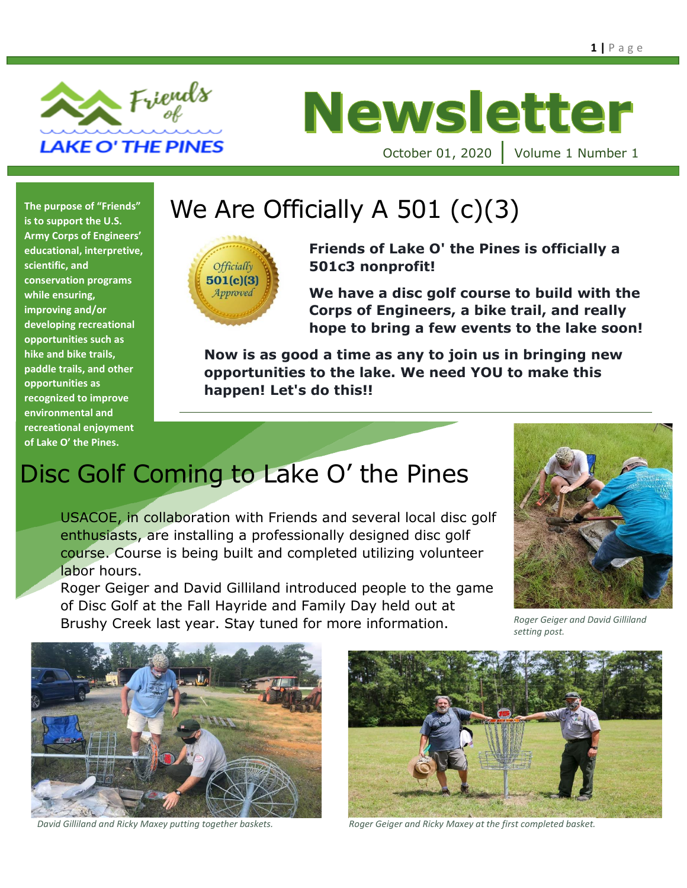Friends of LAKE O' THE PINES

# Newsletter

October 01, 2020 | Volume 1 Number 1

**The purpose of "Friends" is to support the U.S. Army Corps of Engineers' educational, interpretive, scientific, and conservation programs while ensuring, improving and/or developing recreational opportunities such as hike and bike trails, paddle trails, and other opportunities as recognized to improve environmental and recreational enjoyment of Lake O' the Pines.**

## We Are Officially A 501 (c)(3)

Officially 501(c)(3) Approved

**Friends of Lake O' the Pines is officially a 501c3 nonprofit!**

**We have a disc golf course to build with the Corps of Engineers, a bike trail, and really hope to bring a few events to the lake soon!**

**Now is as good a time as any to join us in bringing new opportunities to the lake. We need YOU to make this happen! Let's do this!!**

## Disc Golf Coming to Lake O' the Pines

USACOE, in collaboration with Friends and several local disc golf enthusiasts, are installing a professionally designed disc golf course. Course is being built and completed utilizing volunteer labor hours.

Roger Geiger and David Gilliland introduced people to the game of Disc Golf at the Fall Hayride and Family Day held out at Brushy Creek last year. Stay tuned for more information.

*Roger Geiger and David Gilliland setting post.*

*David Gilliland and Ricky Maxey putting together baskets.*

*Roger Geiger and Ricky Maxey at the first completed basket.*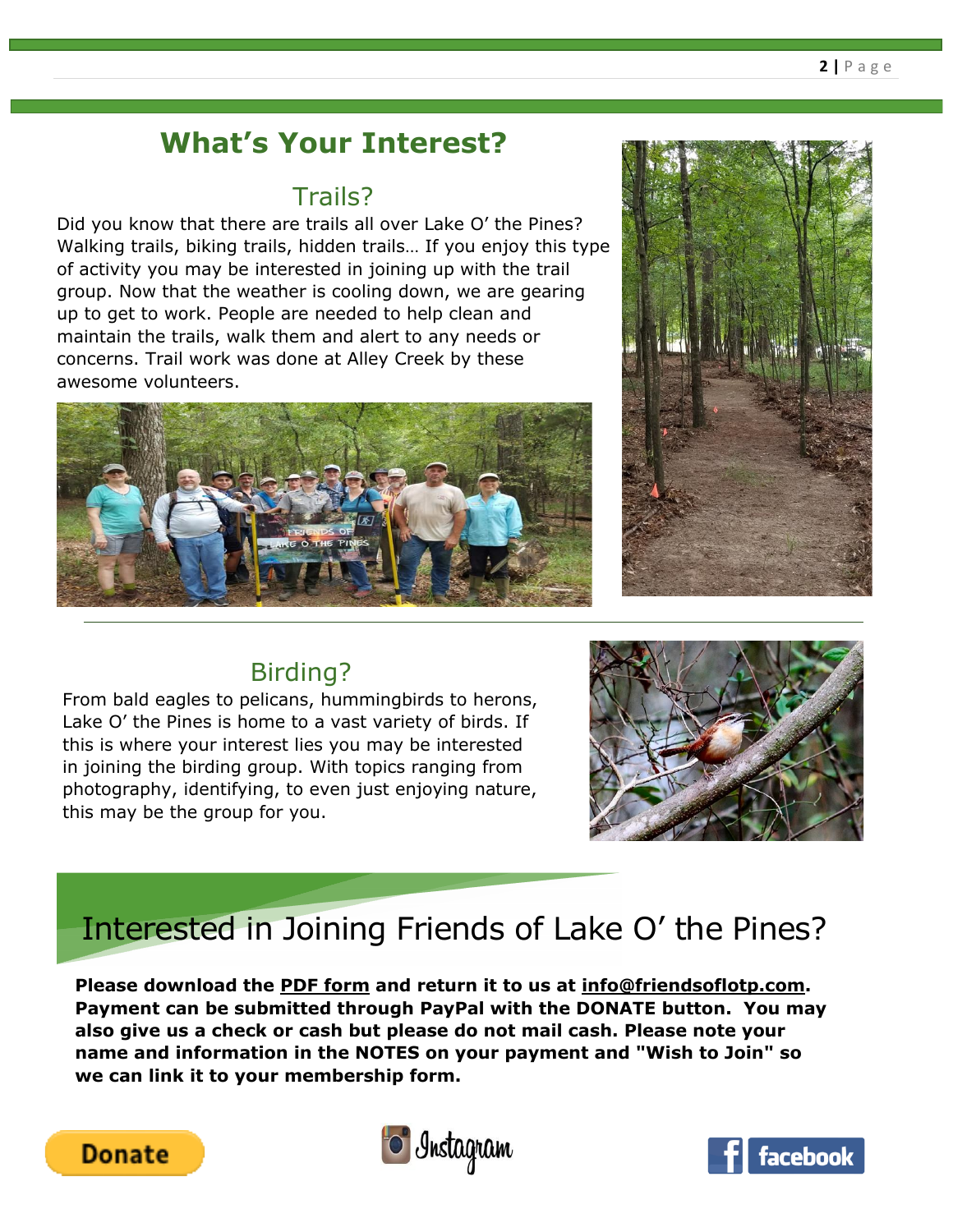# What's Your Interest?

## Trails?

Did you know that there are trails all over Lake O' the Pines? Walking trails, biking trails, hidden trails… If you enjoy this type of activity you may be interested in joining up with the trail group. Now that the weather is cooling down, we are gearing up to get to work. People are needed to help clean and maintain the trails, walk them and alert to any needs or concerns. Trail work was done at Alley Creek by these awesome volunteers.

## Birding?

From bald eagles to pelicans, hummingbirds to herons, Lake O' the Pines is home to a vast variety of birds. If this is where your interest lies you may be interested in joining the birding group. With topics ranging from photography, identifying, to even just enjoying nature, this may be the group for you.

## Interested in Joining Friends of Lake O' the Pines?

**Please download the PDF form and return it to us at info@friendsoflotp.com. Payment can be submitted through PayPal with the DONATE button. You may also give us a check or cash but please do not mail cash. Please note your name and information in the NOTES on your payment and "Wish to Join" so we can link it to your membership form.**

Donate

Instagram

facebook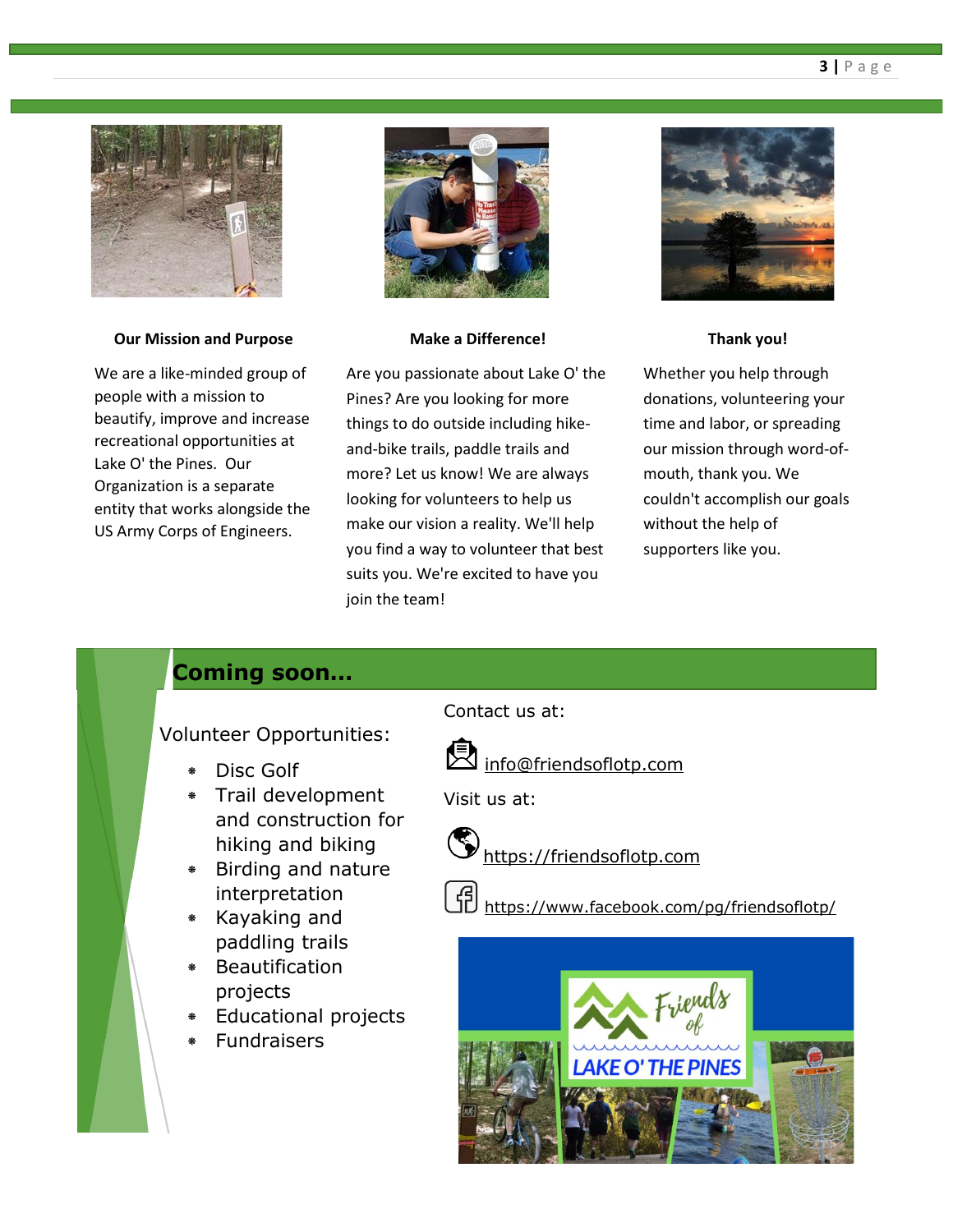### Our Mission and Purpose

We are a like-minded group of people with a mission to beautify, improve and increase recreational opportunities at Lake O' the Pines. Our Organization is a separate entity that works alongside the US Army Corps of Engineers.

### Make a Difference!

Are you passionate about Lake O' the Pines? Are you looking for more things to do outside including hike-and-bike trails, paddle trails and more? Let us know! We are always looking for volunteers to help us make our vision a reality. We'll help you find a way to volunteer that best suits you. We're excited to have you join the team!

### Thank you!

Whether you help through donations, volunteering your time and labor, or spreading our mission through word-of-mouth, thank you. We couldn't accomplish our goals without the help of supporters like you.

## Coming soon…

Volunteer Opportunities:

- Disc Golf
- Trail development and construction for hiking and biking
- Birding and nature interpretation
- Kayaking and paddling trails
- Beautification projects
- Educational projects
- Fundraisers

Contact us at:

info@friendsoflotp.com

Visit us at:

https://friendsoflotp.com

https://www.facebook.com/pg/friendsoflotp/